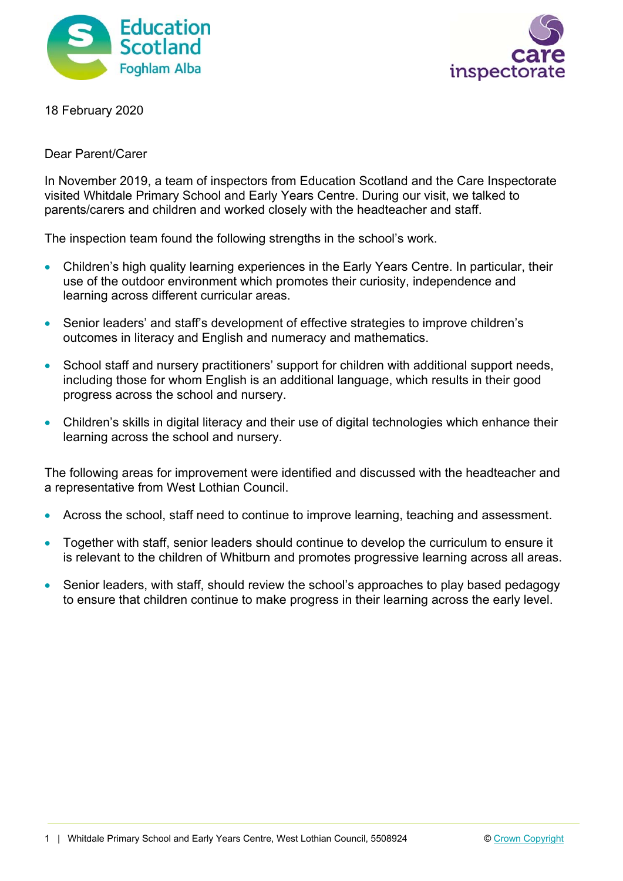18 February 2020

Dear Parent/Carer

In November 2019, a team of inspectors from Education Scotland and the Care Inspectorate visited Whitdale Primary School and Early Years Centre. During our visit, we talked to parents/carers and children and worked closely with the headteacher and staff.

The inspection team found the following strengths in the school's work.

- Children's high quality learning experiences in the Early Years Centre. In particular, their use of the outdoor environment which promotes their curiosity, independence and learning across different curricular areas.
- Senior leaders' and staff's development of effective strategies to improve children's outcomes in literacy and English and numeracy and mathematics.
- School staff and nursery practitioners' support for children with additional support needs, including those for whom English is an additional language, which results in their good progress across the school and nursery.
- Children's skills in digital literacy and their use of digital technologies which enhance their learning across the school and nursery.

The following areas for improvement were identified and discussed with the headteacher and a representative from West Lothian Council.

- Across the school, staff need to continue to improve learning, teaching and assessment.
- Together with staff, senior leaders should continue to develop the curriculum to ensure it is relevant to the children of Whitburn and promotes progressive learning across all areas.
- Senior leaders, with staff, should review the school's approaches to play based pedagogy to ensure that children continue to make progress in their learning across the early level.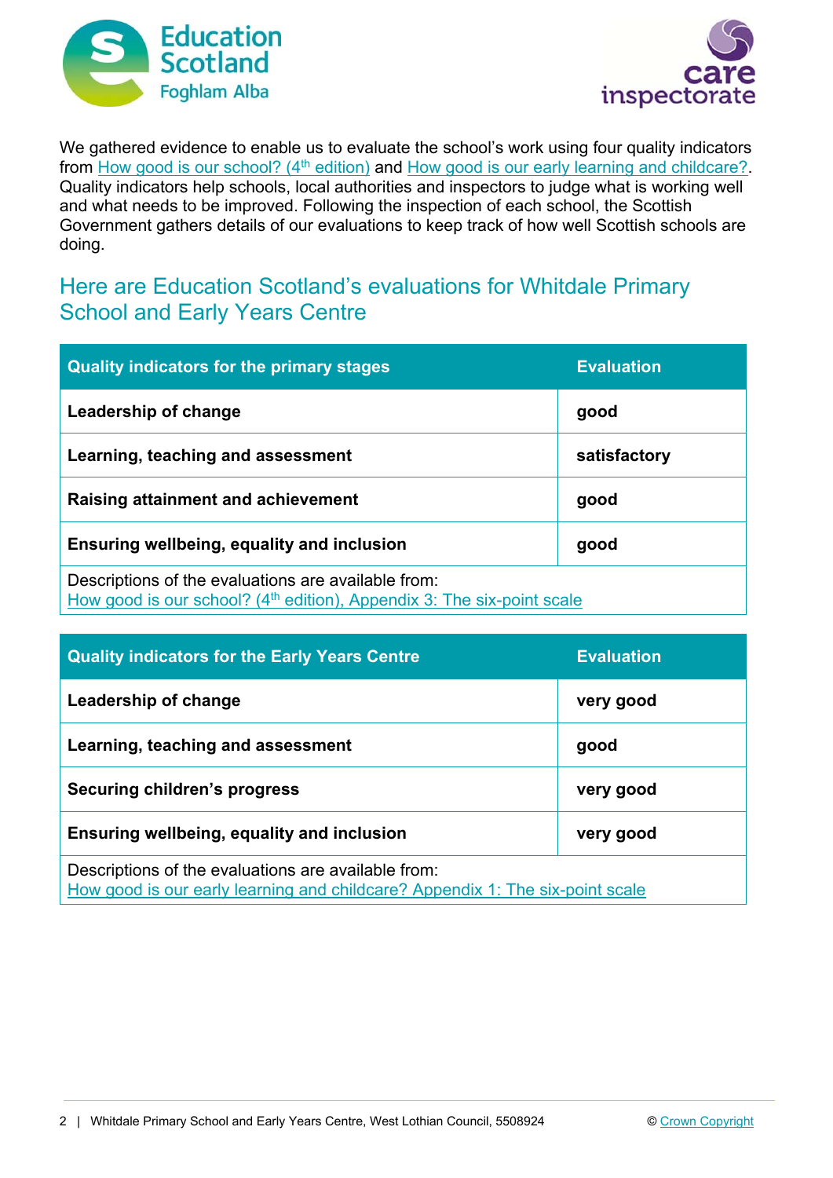We gathered evidence to enable us to evaluate the school's work using four quality indicators from How good is our school? (4th edition) and How good is our early learning and childcare?. Quality indicators help schools, local authorities and inspectors to judge what is working well and what needs to be improved. Following the inspection of each school, the Scottish Government gathers details of our evaluations to keep track of how well Scottish schools are doing.

## Here are Education Scotland's evaluations for Whitdale Primary School and Early Years Centre

| Quality indicators for the primary stages | Evaluation |
|---|---|
| **Leadership of change** | **good** |
| **Learning, teaching and assessment** | **satisfactory** |
| **Raising attainment and achievement** | **good** |
| **Ensuring wellbeing, equality and inclusion** | **good** |
| Descriptions of the evaluations are available from: How good is our school? (4th edition), Appendix 3: The six-point scale | |

| Quality indicators for the Early Years Centre | Evaluation |
|---|---|
| **Leadership of change** | **very good** |
| **Learning, teaching and assessment** | **good** |
| **Securing children's progress** | **very good** |
| **Ensuring wellbeing, equality and inclusion** | **very good** |
| Descriptions of the evaluations are available from: How good is our early learning and childcare? Appendix 1: The six-point scale | |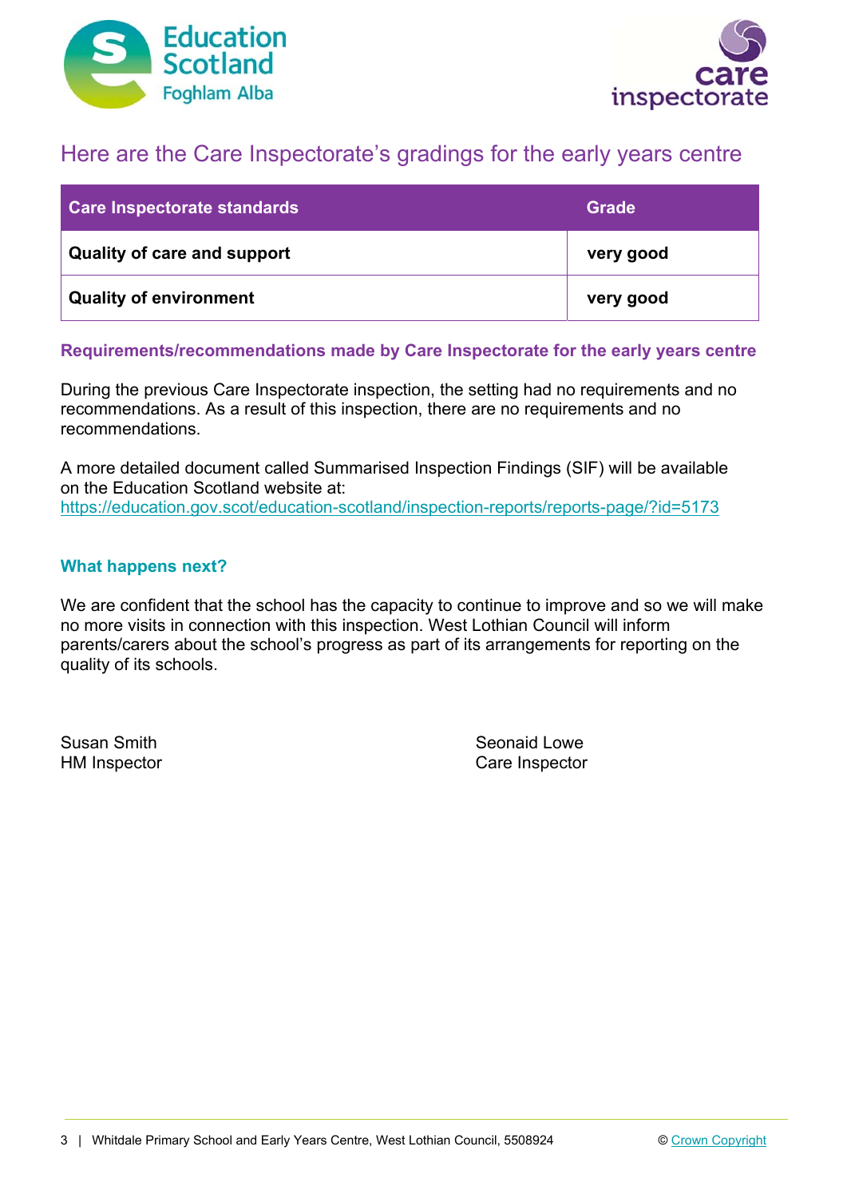## Here are the Care Inspectorate's gradings for the early years centre

| Care Inspectorate standards | Grade |
|---|---|
| **Quality of care and support** | **very good** |
| **Quality of environment** | **very good** |

### Requirements/recommendations made by Care Inspectorate for the early years centre

During the previous Care Inspectorate inspection, the setting had no requirements and no recommendations. As a result of this inspection, there are no requirements and no recommendations.

A more detailed document called Summarised Inspection Findings (SIF) will be available on the Education Scotland website at:
https://education.gov.scot/education-scotland/inspection-reports/reports-page/?id=5173

### What happens next?

We are confident that the school has the capacity to continue to improve and so we will make no more visits in connection with this inspection. West Lothian Council will inform parents/carers about the school's progress as part of its arrangements for reporting on the quality of its schools.

Susan Smith
HM Inspector

Seonaid Lowe
Care Inspector